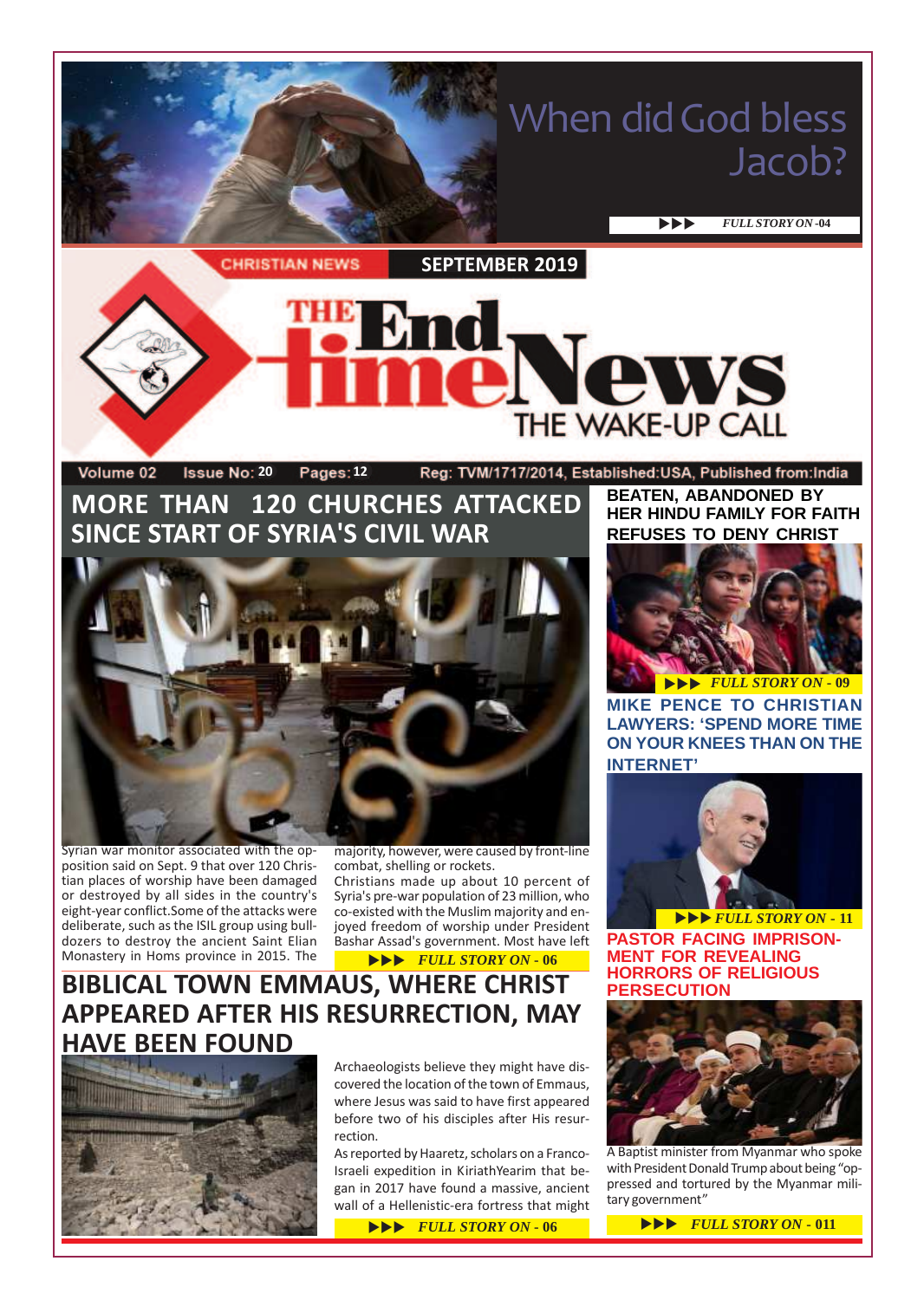# When did God bless Jacob?

▶▶▶ *FULL STORY ON -04*

CHRISTIAN NEWS | SEPTEMBER 2019

# THE End time News

THE WAKE-UP CALL

Volume 02 Issue No: 20 Pages: 12 Reg: TVM/1717/2014, Established:USA, Published from:India

## MORE THAN 120 CHURCHES ATTACKED SINCE START OF SYRIA'S CIVIL WAR

Syrian war monitor associated with the opposition said on Sept. 9 that over 120 Christian places of worship have been damaged or destroyed by all sides in the country's eight-year conflict.Some of the attacks were deliberate, such as the ISIL group using bulldozers to destroy the ancient Saint Elian Monastery in Homs province in 2015. The majority, however, were caused by front-line combat, shelling or rockets.

Christians made up about 10 percent of Syria's pre-war population of 23 million, who co-existed with the Muslim majority and enjoyed freedom of worship under President Bashar Assad's government. Most have left

▶▶▶ *FULL STORY ON - 06*

## BIBLICAL TOWN EMMAUS, WHERE CHRIST APPEARED AFTER HIS RESURRECTION, MAY HAVE BEEN FOUND

Archaeologists believe they might have discovered the location of the town of Emmaus, where Jesus was said to have first appeared before two of his disciples after His resurrection.

As reported by Haaretz, scholars on a Franco-Israeli expedition in KiriathYearim that began in 2017 have found a massive, ancient wall of a Hellenistic-era fortress that might

▶▶▶ *FULL STORY ON - 06*

### BEATEN, ABANDONED BY HER HINDU FAMILY FOR FAITH REFUSES TO DENY CHRIST

▶▶▶ *FULL STORY ON - 09*

### MIKE PENCE TO CHRISTIAN LAWYERS: 'SPEND MORE TIME ON YOUR KNEES THAN ON THE INTERNET'

▶▶▶ *FULL STORY ON - 11*

### PASTOR FACING IMPRISONMENT FOR REVEALING HORRORS OF RELIGIOUS PERSECUTION

A Baptist minister from Myanmar who spoke with President Donald Trump about being "oppressed and tortured by the Myanmar military government"

▶▶▶ *FULL STORY ON - 011*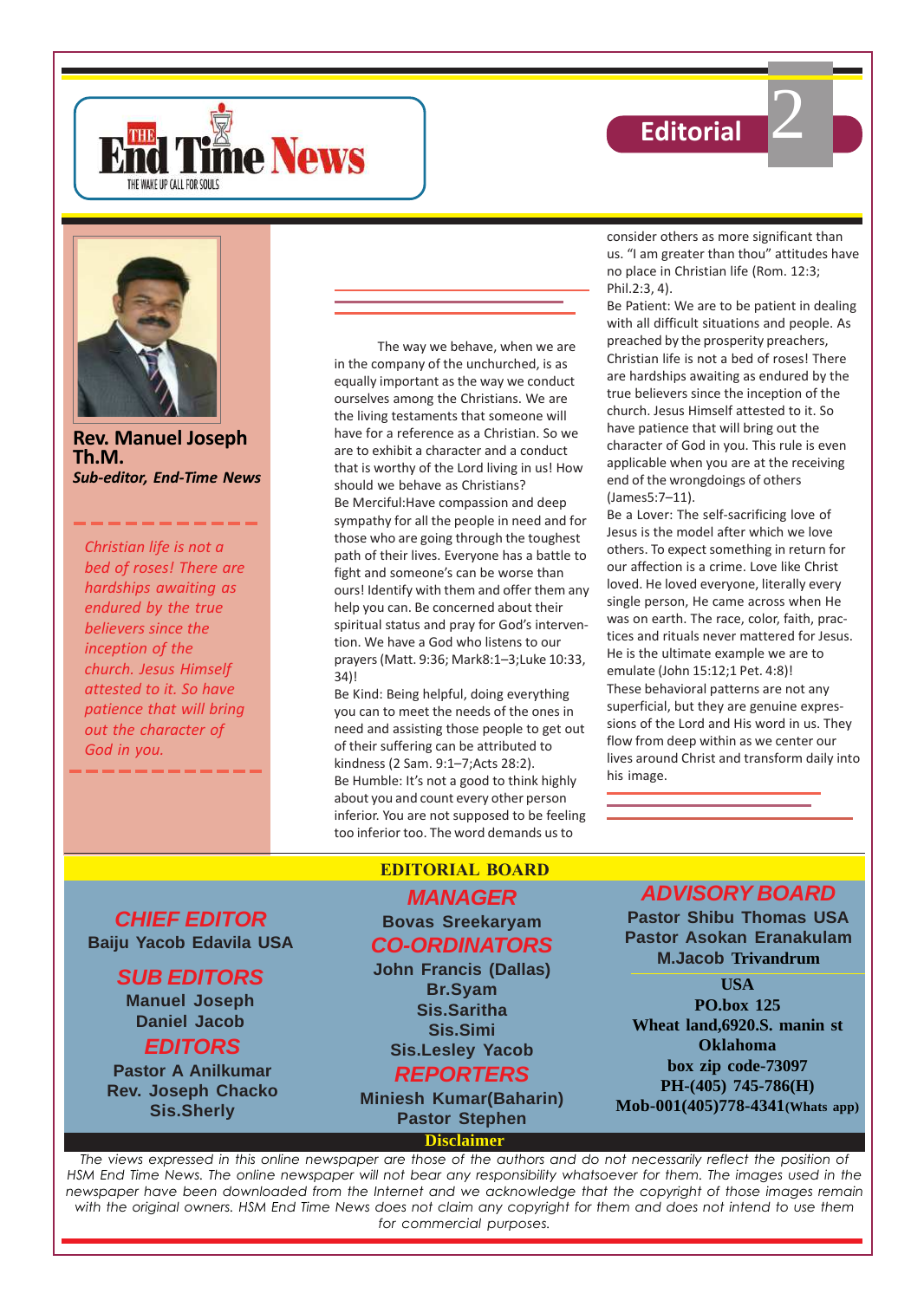# The End Time News

THE WAKE UP CALL FOR SOULS

## Editorial

**Rev. Manuel Joseph Th.M.**

***Sub-editor, End-Time News***

*Christian life is not a bed of roses! There are hardships awaiting as endured by the true believers since the inception of the church. Jesus Himself attested to it. So have patience that will bring out the character of God in you.*

The way we behave, when we are in the company of the unchurched, is as equally important as the way we conduct ourselves among the Christians. We are the living testaments that someone will have for a reference as a Christian. So we are to exhibit a character and a conduct that is worthy of the Lord living in us! How should we behave as Christians?

Be Merciful:Have compassion and deep sympathy for all the people in need and for those who are going through the toughest path of their lives. Everyone has a battle to fight and someone's can be worse than ours! Identify with them and offer them any help you can. Be concerned about their spiritual status and pray for God's intervention. We have a God who listens to our prayers (Matt. 9:36; Mark8:1–3;Luke 10:33, 34)!

Be Kind: Being helpful, doing everything you can to meet the needs of the ones in need and assisting those people to get out of their suffering can be attributed to kindness (2 Sam. 9:1–7;Acts 28:2).

Be Humble: It's not a good to think highly about you and count every other person inferior. You are not supposed to be feeling too inferior too. The word demands us to consider others as more significant than us. "I am greater than thou" attitudes have no place in Christian life (Rom. 12:3; Phil.2:3, 4).

Be Patient: We are to be patient in dealing with all difficult situations and people. As preached by the prosperity preachers, Christian life is not a bed of roses! There are hardships awaiting as endured by the true believers since the inception of the church. Jesus Himself attested to it. So have patience that will bring out the character of God in you. This rule is even applicable when you are at the receiving end of the wrongdoings of others (James5:7–11).

Be a Lover: The self-sacrificing love of Jesus is the model after which we love others. To expect something in return for our affection is a crime. Love like Christ loved. He loved everyone, literally every single person, He came across when He was on earth. The race, color, faith, practices and rituals never mattered for Jesus. He is the ultimate example we are to emulate (John 15:12;1 Pet. 4:8)!

These behavioral patterns are not any superficial, but they are genuine expressions of the Lord and His word in us. They flow from deep within as we center our lives around Christ and transform daily into his image.

## EDITORIAL BOARD

**CHIEF EDITOR**
Baiju Yacob Edavila USA

**SUB EDITORS**
Manuel Joseph
Daniel Jacob

**EDITORS**
Pastor A Anilkumar
Rev. Joseph Chacko
Sis.Sherly

**MANAGER**
Bovas Sreekaryam

**CO-ORDINATORS**
John Francis (Dallas)
Br.Syam
Sis.Saritha
Sis.Simi
Sis.Lesley Yacob

**REPORTERS**
Miniesh Kumar(Baharin)
Pastor Stephen

**ADVISORY BOARD**
Pastor Shibu Thomas USA
Pastor Asokan Eranakulam
M.Jacob Trivandrum

**USA**
PO.box 125
Wheat land,6920.S. manin st
Oklahoma
box zip code-73097
PH-(405) 745-786(H)
Mob-001(405)778-4341(Whats app)

**Disclaimer**

*The views expressed in this online newspaper are those of the authors and do not necessarily reflect the position of HSM End Time News. The online newspaper will not bear any responsibility whatsoever for them. The images used in the newspaper have been downloaded from the Internet and we acknowledge that the copyright of those images remain with the original owners. HSM End Time News does not claim any copyright for them and does not intend to use them for commercial purposes.*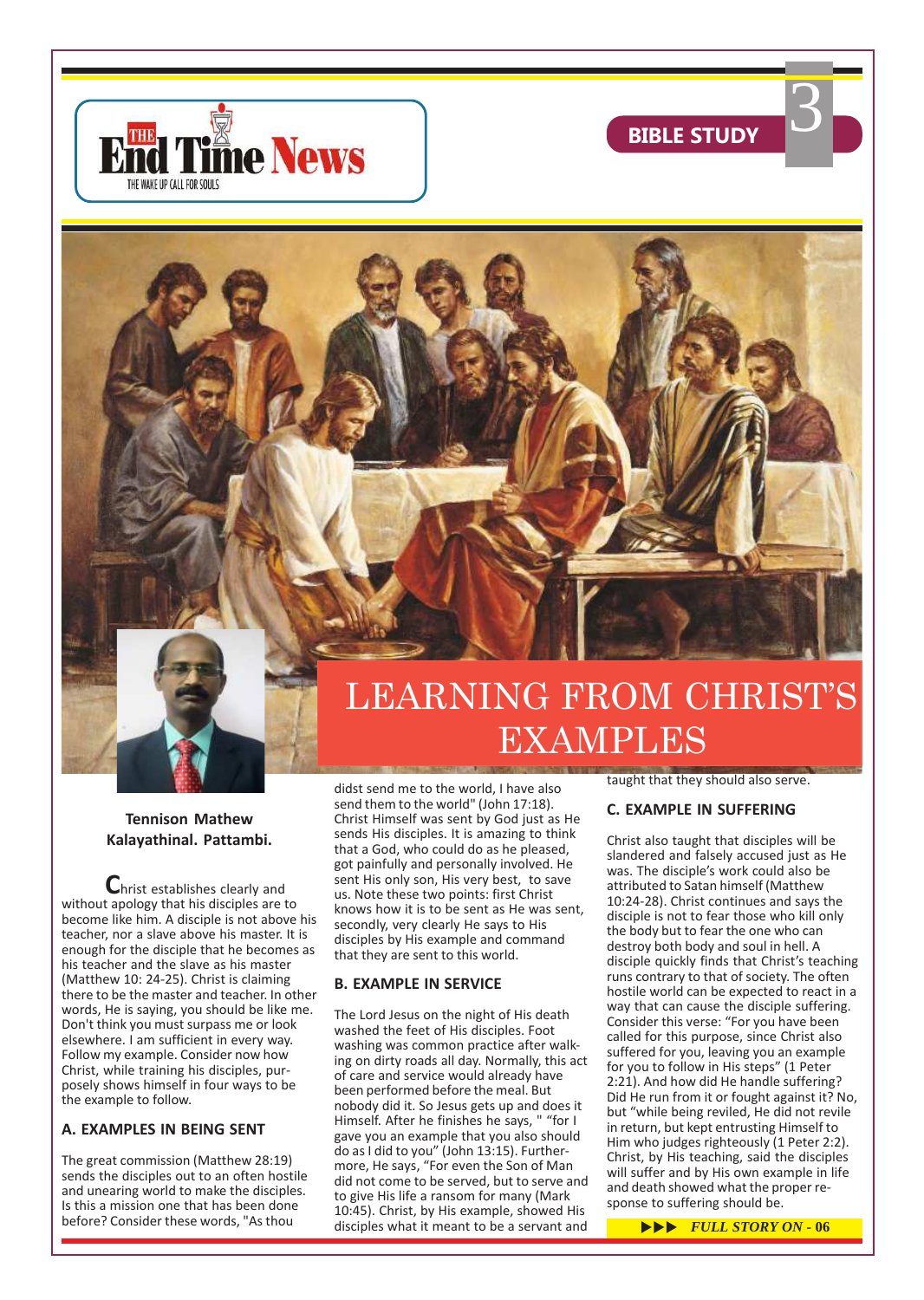# LEARNING FROM CHRIST'S EXAMPLES

**Tennison Mathew Kalayathinal. Pattambi.**

Christ establishes clearly and without apology that his disciples are to become like him. A disciple is not above his teacher, nor a slave above his master. It is enough for the disciple that he becomes as his teacher and the slave as his master (Matthew 10: 24-25). Christ is claiming there to be the master and teacher. In other words, He is saying, you should be like me. Don't think you must surpass me or look elsewhere. I am sufficient in every way. Follow my example. Consider now how Christ, while training his disciples, purposely shows himself in four ways to be the example to follow.

## A. EXAMPLES IN BEING SENT

The great commission (Matthew 28:19) sends the disciples out to an often hostile and unearing world to make the disciples. Is this a mission one that has been done before? Consider these words, "As thou didst send me to the world, I have also send them to the world" (John 17:18). Christ Himself was sent by God just as He sends His disciples. It is amazing to think that a God, who could do as he pleased, got painfully and personally involved. He sent His only son, His very best, to save us. Note these two points: first Christ knows how it is to be sent as He was sent, secondly, very clearly He says to His disciples by His example and command that they are sent to this world.

## B. EXAMPLE IN SERVICE

The Lord Jesus on the night of His death washed the feet of His disciples. Foot washing was common practice after walking on dirty roads all day. Normally, this act of care and service would already have been performed before the meal. But nobody did it. So Jesus gets up and does it Himself. After he finishes he says, " "for I gave you an example that you also should do as I did to you" (John 13:15). Furthermore, He says, "For even the Son of Man did not come to be served, but to serve and to give His life a ransom for many (Mark 10:45). Christ, by His example, showed His disciples what it meant to be a servant and taught that they should also serve.

## C. EXAMPLE IN SUFFERING

Christ also taught that disciples will be slandered and falsely accused just as He was. The disciple's work could also be attributed to Satan himself (Matthew 10:24-28). Christ continues and says the disciple is not to fear those who kill only the body but to fear the one who can destroy both body and soul in hell. A disciple quickly finds that Christ's teaching runs contrary to that of society. The often hostile world can be expected to react in a way that can cause the disciple suffering. Consider this verse: "For you have been called for this purpose, since Christ also suffered for you, leaving you an example for you to follow in His steps" (1 Peter 2:21). And how did He handle suffering? Did He run from it or fought against it? No, but "while being reviled, He did not revile in return, but kept entrusting Himself to Him who judges righteously (1 Peter 2:2). Christ, by His teaching, said the disciples will suffer and by His own example in life and death showed what the proper response to suffering should be.

▶▶▶ *FULL STORY ON - 06*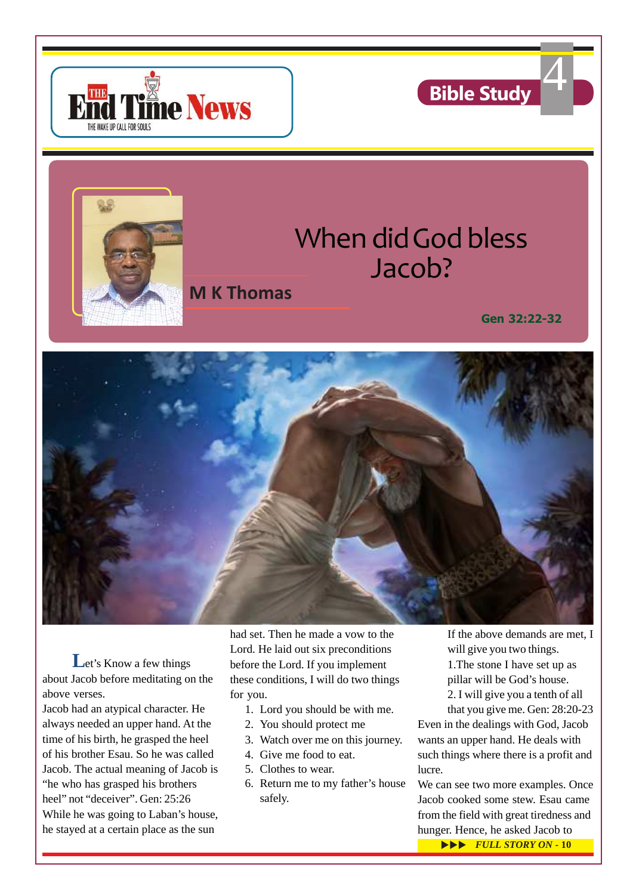# When did God bless Jacob?

**M K Thomas**

**Gen 32:22-32**

Let's Know a few things about Jacob before meditating on the above verses.

Jacob had an atypical character. He always needed an upper hand. At the time of his birth, he grasped the heel of his brother Esau. So he was called Jacob. The actual meaning of Jacob is "he who has grasped his brothers heel" not "deceiver". Gen: 25:26

While he was going to Laban's house, he stayed at a certain place as the sun had set. Then he made a vow to the Lord. He laid out six preconditions before the Lord. If you implement these conditions, I will do two things for you.

1. Lord you should be with me.
2. You should protect me
3. Watch over me on this journey.
4. Give me food to eat.
5. Clothes to wear.
6. Return me to my father's house safely.

If the above demands are met, I will give you two things.

1.The stone I have set up as pillar will be God's house.

2. I will give you a tenth of all that you give me. Gen: 28:20-23

Even in the dealings with God, Jacob wants an upper hand. He deals with such things where there is a profit and lucre.

We can see two more examples. Once Jacob cooked some stew. Esau came from the field with great tiredness and hunger. Hence, he asked Jacob to

***FULL STORY ON - 10***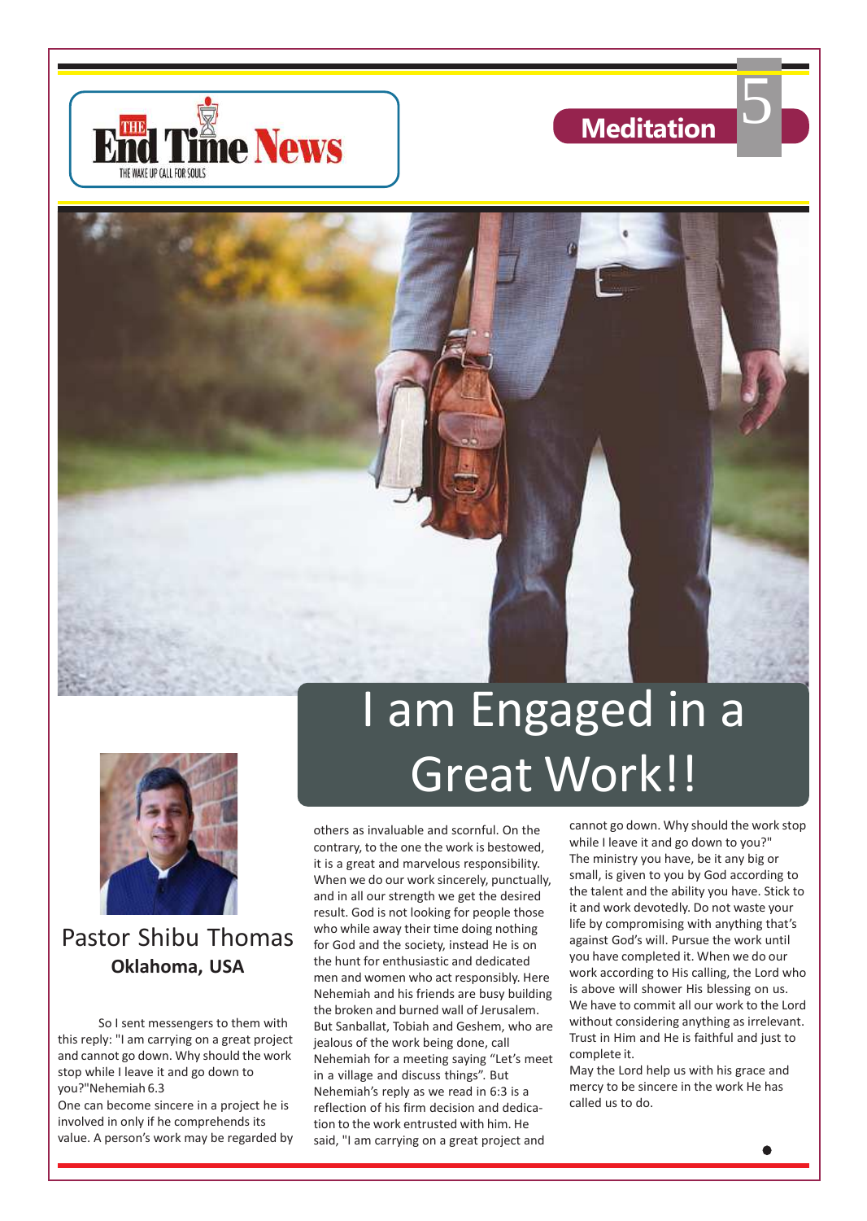# I am Engaged in a Great Work!!

**Pastor Shibu Thomas**

**Oklahoma, USA**

So I sent messengers to them with this reply: "I am carrying on a great project and cannot go down. Why should the work stop while I leave it and go down to you?"Nehemiah 6.3

One can become sincere in a project he is involved in only if he comprehends its value. A person's work may be regarded by others as invaluable and scornful. On the contrary, to the one the work is bestowed, it is a great and marvelous responsibility. When we do our work sincerely, punctually, and in all our strength we get the desired result. God is not looking for people those who while away their time doing nothing for God and the society, instead He is on the hunt for enthusiastic and dedicated men and women who act responsibly. Here Nehemiah and his friends are busy building the broken and burned wall of Jerusalem. But Sanballat, Tobiah and Geshem, who are jealous of the work being done, call Nehemiah for a meeting saying "Let's meet in a village and discuss things". But Nehemiah's reply as we read in 6:3 is a reflection of his firm decision and dedication to the work entrusted with him. He said, "I am carrying on a great project and cannot go down. Why should the work stop while I leave it and go down to you?"

The ministry you have, be it any big or small, is given to you by God according to the talent and the ability you have. Stick to it and work devotedly. Do not waste your life by compromising with anything that's against God's will. Pursue the work until you have completed it. When we do our work according to His calling, the Lord who is above will shower His blessing on us. We have to commit all our work to the Lord without considering anything as irrelevant. Trust in Him and He is faithful and just to complete it.

May the Lord help us with his grace and mercy to be sincere in the work He has called us to do.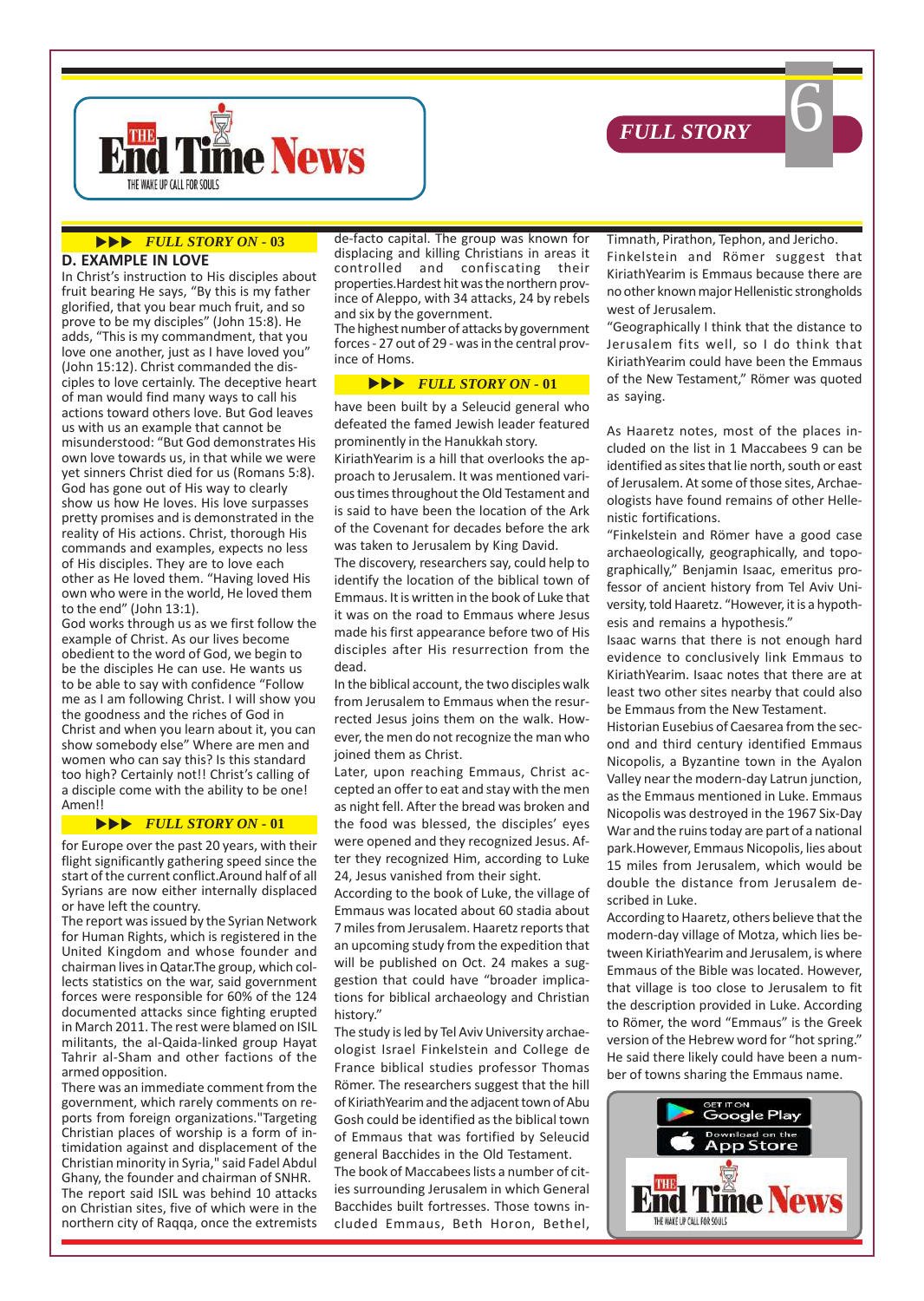**▶▶▶ *FULL STORY ON - 03***

### D. EXAMPLE IN LOVE

In Christ's instruction to His disciples about fruit bearing He says, "By this is my father glorified, that you bear much fruit, and so prove to be my disciples" (John 15:8). He adds, "This is my commandment, that you love one another, just as I have loved you" (John 15:12). Christ commanded the disciples to love certainly. The deceptive heart of man would find many ways to call his actions toward others love. But God leaves us with us an example that cannot be misunderstood: "But God demonstrates His own love towards us, in that while we were yet sinners Christ died for us (Romans 5:8). God has gone out of His way to clearly show us how He loves. His love surpasses pretty promises and is demonstrated in the reality of His actions. Christ, thorough His commands and examples, expects no less of His disciples. They are to love each other as He loved them. "Having loved His own who were in the world, He loved them to the end" (John 13:1).

God works through us as we first follow the example of Christ. As our lives become obedient to the word of God, we begin to be the disciples He can use. He wants us to be able to say with confidence "Follow me as I am following Christ. I will show you the goodness and the riches of God in Christ and when you learn about it, you can show somebody else" Where are men and women who can say this? Is this standard too high? Certainly not!! Christ's calling of a disciple come with the ability to be one! Amen!!

**▶▶▶ *FULL STORY ON - 01***

for Europe over the past 20 years, with their flight significantly gathering speed since the start of the current conflict.Around half of all Syrians are now either internally displaced or have left the country.

The report was issued by the Syrian Network for Human Rights, which is registered in the United Kingdom and whose founder and chairman lives in Qatar.The group, which collects statistics on the war, said government forces were responsible for 60% of the 124 documented attacks since fighting erupted in March 2011. The rest were blamed on ISIL militants, the al-Qaida-linked group Hayat Tahrir al-Sham and other factions of the armed opposition.

There was an immediate comment from the government, which rarely comments on reports from foreign organizations."Targeting Christian places of worship is a form of intimidation against and displacement of the Christian minority in Syria," said Fadel Abdul Ghany, the founder and chairman of SNHR.

The report said ISIL was behind 10 attacks on Christian sites, five of which were in the northern city of Raqqa, once the extremists de-facto capital. The group was known for displacing and killing Christians in areas it controlled and confiscating their properties.Hardest hit was the northern province of Aleppo, with 34 attacks, 24 by rebels and six by the government.

The highest number of attacks by government forces - 27 out of 29 - was in the central province of Homs.

**▶▶▶ *FULL STORY ON - 01***

have been built by a Seleucid general who defeated the famed Jewish leader featured prominently in the Hanukkah story.

KiriathYearim is a hill that overlooks the approach to Jerusalem. It was mentioned various times throughout the Old Testament and is said to have been the location of the Ark of the Covenant for decades before the ark was taken to Jerusalem by King David.

The discovery, researchers say, could help to identify the location of the biblical town of Emmaus. It is written in the book of Luke that it was on the road to Emmaus where Jesus made his first appearance before two of His disciples after His resurrection from the dead.

In the biblical account, the two disciples walk from Jerusalem to Emmaus when the resurrected Jesus joins them on the walk. However, the men do not recognize the man who joined them as Christ.

Later, upon reaching Emmaus, Christ accepted an offer to eat and stay with the men as night fell. After the bread was broken and the food was blessed, the disciples' eyes were opened and they recognized Jesus. After they recognized Him, according to Luke 24, Jesus vanished from their sight.

According to the book of Luke, the village of Emmaus was located about 60 stadia about 7 miles from Jerusalem. Haaretz reports that an upcoming study from the expedition that will be published on Oct. 24 makes a suggestion that could have "broader implications for biblical archaeology and Christian history."

The study is led by Tel Aviv University archaeologist Israel Finkelstein and College de France biblical studies professor Thomas Römer. The researchers suggest that the hill of KiriathYearim and the adjacent town of Abu Gosh could be identified as the biblical town of Emmaus that was fortified by Seleucid general Bacchides in the Old Testament.

The book of Maccabees lists a number of cities surrounding Jerusalem in which General Bacchides built fortresses. Those towns included Emmaus, Beth Horon, Bethel, Timnath, Pirathon, Tephon, and Jericho.

Finkelstein and Römer suggest that KiriathYearim is Emmaus because there are no other known major Hellenistic strongholds west of Jerusalem.

"Geographically I think that the distance to Jerusalem fits well, so I do think that KiriathYearim could have been the Emmaus of the New Testament," Römer was quoted as saying.

As Haaretz notes, most of the places included on the list in 1 Maccabees 9 can be identified as sites that lie north, south or east of Jerusalem. At some of those sites, Archaeologists have found remains of other Hellenistic fortifications.

"Finkelstein and Römer have a good case archaeologically, geographically, and topographically," Benjamin Isaac, emeritus professor of ancient history from Tel Aviv University, told Haaretz. "However, it is a hypothesis and remains a hypothesis."

Isaac warns that there is not enough hard evidence to conclusively link Emmaus to KiriathYearim. Isaac notes that there are at least two other sites nearby that could also be Emmaus from the New Testament.

Historian Eusebius of Caesarea from the second and third century identified Emmaus Nicopolis, a Byzantine town in the Ayalon Valley near the modern-day Latrun junction, as the Emmaus mentioned in Luke. Emmaus Nicopolis was destroyed in the 1967 Six-Day War and the ruins today are part of a national park.However, Emmaus Nicopolis, lies about 15 miles from Jerusalem, which would be double the distance from Jerusalem described in Luke.

According to Haaretz, others believe that the modern-day village of Motza, which lies between KiriathYearim and Jerusalem, is where Emmaus of the Bible was located. However, that village is too close to Jerusalem to fit the description provided in Luke. According to Römer, the word "Emmaus" is the Greek version of the Hebrew word for "hot spring." He said there likely could have been a number of towns sharing the Emmaus name.

GET IT ON Google Play
Download on the App Store
THE End Time News
THE WAKE UP CALL FOR SOULS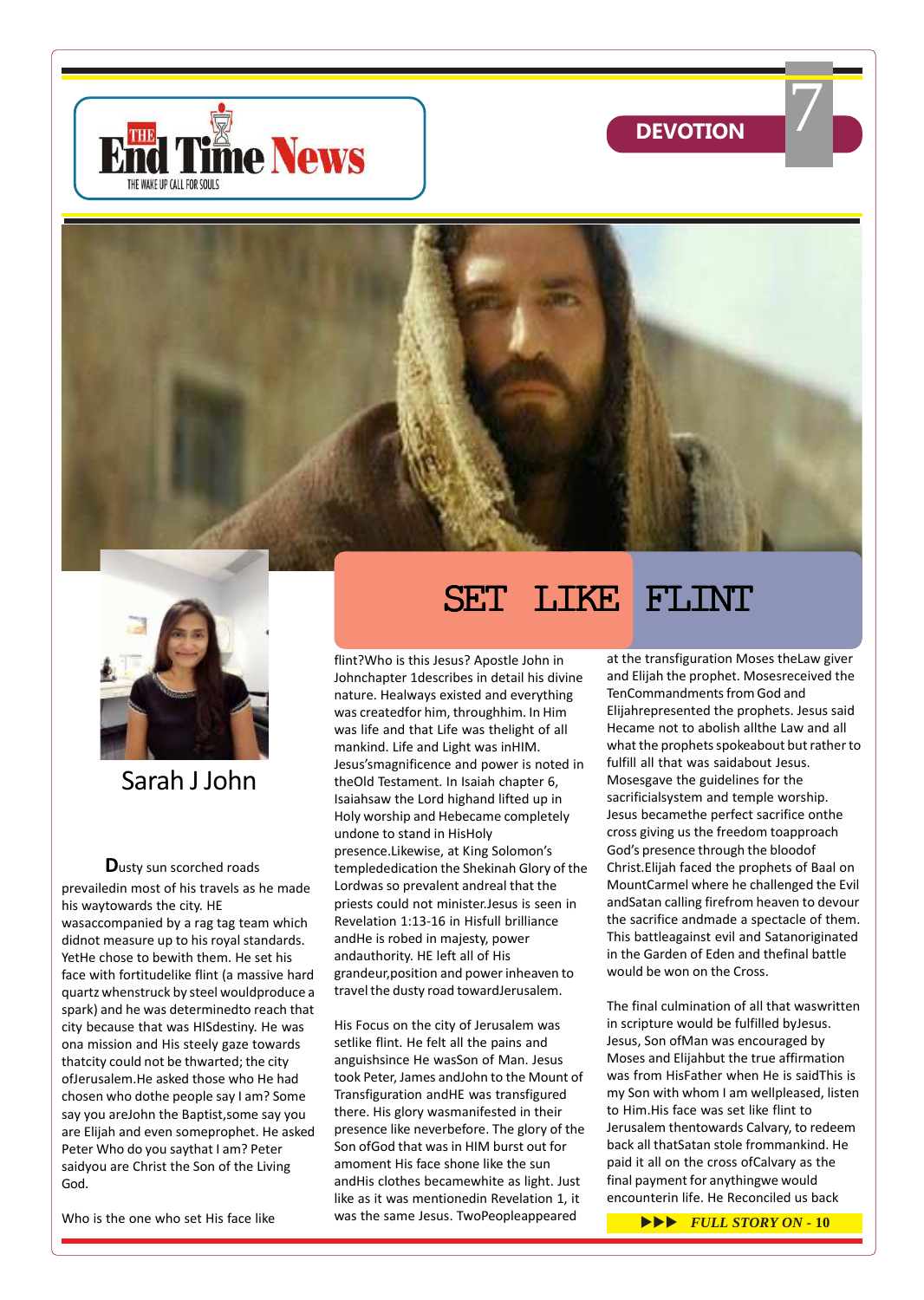# SET LIKE FLINT

Sarah J John

**D**usty sun scorched roads prevailedin most of his travels as he made his waytowards the city. HE wasaccompanied by a rag tag team which didnot measure up to his royal standards. YetHe chose to bewith them. He set his face with fortitudelike flint (a massive hard quartz whenstruck by steel wouldproduce a spark) and he was determinedto reach that city because that was HISdestiny. He was ona mission and His steely gaze towards thatcity could not be thwarted; the city ofJerusalem.He asked those who He had chosen who dothe people say I am? Some say you areJohn the Baptist,some say you are Elijah and even someprophet. He asked Peter Who do you saythat I am? Peter saidyou are Christ the Son of the Living God.

Who is the one who set His face like flint?Who is this Jesus? Apostle John in Johnchapter 1describes in detail his divine nature. Healways existed and everything was createdfor him, throughhim. In Him was life and that Life was thelight of all mankind. Life and Light was inHIM. Jesus'smagnificence and power is noted in theOld Testament. In Isaiah chapter 6, Isaiahsaw the Lord highand lifted up in Holy worship and Hebecame completely undone to stand in HisHoly presence.Likewise, at King Solomon's templededication the Shekinah Glory of the Lordwas so prevalent andreal that the priests could not minister.Jesus is seen in Revelation 1:13-16 in Hisfull brilliance andHe is robed in majesty, power andauthority. HE left all of His grandeur,position and power inheaven to travel the dusty road towardJerusalem.

His Focus on the city of Jerusalem was setlike flint. He felt all the pains and anguishsince He wasSon of Man. Jesus took Peter, James andJohn to the Mount of Transfiguration andHE was transfigured there. His glory wasmanifested in their presence like neverbefore. The glory of the Son ofGod that was in HIM burst out for amoment His face shone like the sun andHis clothes becamewhite as light. Just like as it was mentionedin Revelation 1, it was the same Jesus. TwoPeopleappeared at the transfiguration Moses theLaw giver and Elijah the prophet. Mosesreceived the TenCommandments from God and Elijahrepresented the prophets. Jesus said Hecame not to abolish allthe Law and all what the prophets spokeabout but rather to fulfill all that was saidabout Jesus. Mosesgave the guidelines for the sacrificialsystem and temple worship. Jesus becamethe perfect sacrifice onthe cross giving us the freedom toapproach God's presence through the bloodof Christ.Elijah faced the prophets of Baal on MountCarmel where he challenged the Evil andSatan calling firefrom heaven to devour the sacrifice andmade a spectacle of them. This battleagainst evil and Satanoriginated in the Garden of Eden and thefinal battle would be won on the Cross.

The final culmination of all that waswritten in scripture would be fulfilled byJesus. Jesus, Son ofMan was encouraged by Moses and Elijahbut the true affirmation was from HisFather when He is saidThis is my Son with whom I am wellpleased, listen to Him.His face was set like flint to Jerusalem thentowards Calvary, to redeem back all thatSatan stole frommankind. He paid it all on the cross ofCalvary as the final payment for anythingwe would encounterin life. He Reconciled us back

▶▶▶ *FULL STORY ON* - 10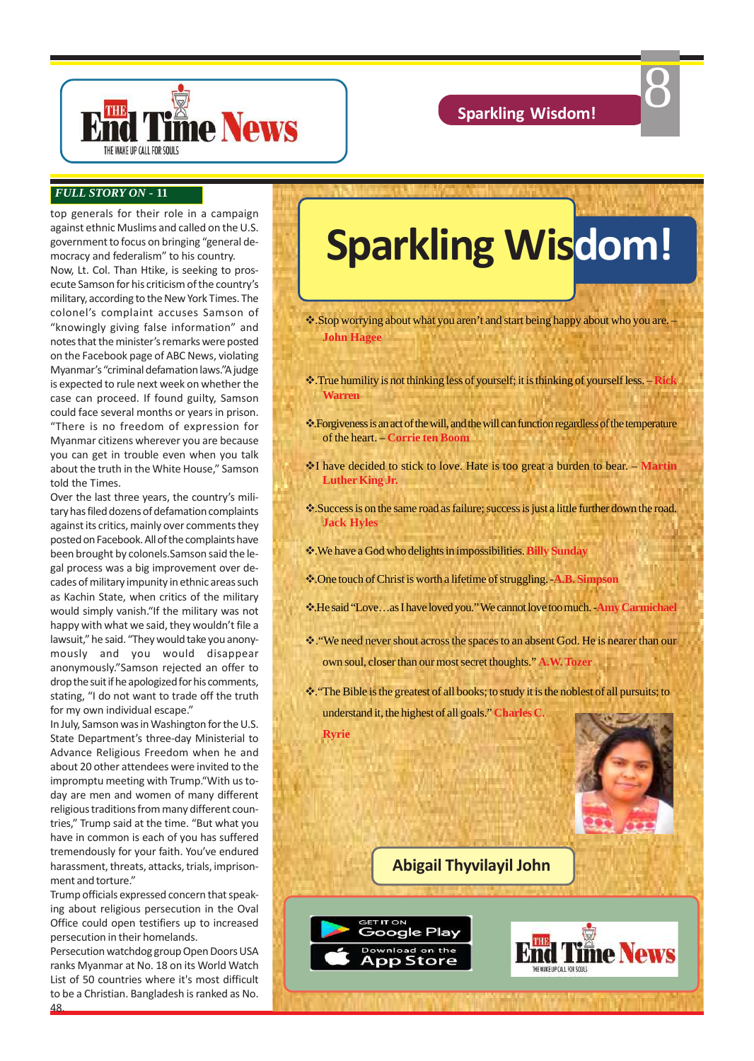*FULL STORY ON - 11*

top generals for their role in a campaign against ethnic Muslims and called on the U.S. government to focus on bringing "general democracy and federalism" to his country.

Now, Lt. Col. Than Htike, is seeking to prosecute Samson for his criticism of the country's military, according to the New York Times. The colonel's complaint accuses Samson of "knowingly giving false information" and notes that the minister's remarks were posted on the Facebook page of ABC News, violating Myanmar's "criminal defamation laws."A judge is expected to rule next week on whether the case can proceed. If found guilty, Samson could face several months or years in prison. "There is no freedom of expression for Myanmar citizens wherever you are because you can get in trouble even when you talk about the truth in the White House," Samson told the Times.

Over the last three years, the country's military has filed dozens of defamation complaints against its critics, mainly over comments they posted on Facebook. All of the complaints have been brought by colonels.Samson said the legal process was a big improvement over decades of military impunity in ethnic areas such as Kachin State, when critics of the military would simply vanish."If the military was not happy with what we said, they wouldn't file a lawsuit," he said. "They would take you anonymously and you would disappear anonymously."Samson rejected an offer to drop the suit if he apologized for his comments, stating, "I do not want to trade off the truth for my own individual escape."

In July, Samson was in Washington for the U.S. State Department's three-day Ministerial to Advance Religious Freedom when he and about 20 other attendees were invited to the impromptu meeting with Trump."With us today are men and women of many different religious traditions from many different countries," Trump said at the time. "But what you have in common is each of you has suffered tremendously for your faith. You've endured harassment, threats, attacks, trials, imprisonment and torture."

Trump officials expressed concern that speaking about religious persecution in the Oval Office could open testifiers up to increased persecution in their homelands.

Persecution watchdog group Open Doors USA ranks Myanmar at No. 18 on its World Watch List of 50 countries where it's most difficult to be a Christian. Bangladesh is ranked as No. 48.

# Sparkling Wisdom!

- ❖.Stop worrying about what you aren't and start being happy about who you are. – **John Hagee**
- ❖.True humility is not thinking less of yourself; it is thinking of yourself less. – **Rick Warren**
- ❖.Forgiveness is an act of the will, and the will can function regardless of the temperature of the heart. – **Corrie ten Boom**
- ❖I have decided to stick to love. Hate is too great a burden to bear. – **Martin Luther King Jr.**
- ❖.Success is on the same road as failure; success is just a little further down the road. **Jack Hyles**
- ❖.We have a God who delights in impossibilities. **Billy Sunday**
- ❖.One touch of Christ is worth a lifetime of struggling. -**A.B. Simpson**
- ❖.He said "Love…as I have loved you." We cannot love too much. -**Amy Carmichael**
- ❖."We need never shout across the spaces to an absent God. He is nearer than our own soul, closer than our most secret thoughts." **A.W. Tozer**
- ❖."The Bible is the greatest of all books; to study it is the noblest of all pursuits; to understand it, the highest of all goals." **Charles C. Ryrie**

**Abigail Thyvilayil John**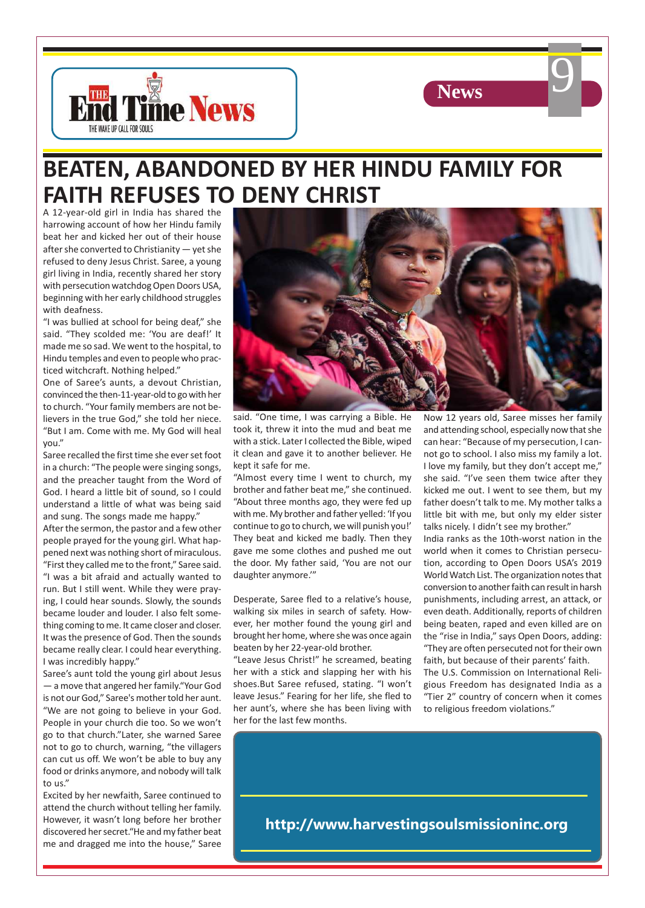# BEATEN, ABANDONED BY HER HINDU FAMILY FOR FAITH REFUSES TO DENY CHRIST

A 12-year-old girl in India has shared the harrowing account of how her Hindu family beat her and kicked her out of their house after she converted to Christianity — yet she refused to deny Jesus Christ. Saree, a young girl living in India, recently shared her story with persecution watchdog Open Doors USA, beginning with her early childhood struggles with deafness.

"I was bullied at school for being deaf," she said. "They scolded me: 'You are deaf!' It made me so sad. We went to the hospital, to Hindu temples and even to people who practiced witchcraft. Nothing helped."

One of Saree's aunts, a devout Christian, convinced the then-11-year-old to go with her to church. "Your family members are not believers in the true God," she told her niece. "But I am. Come with me. My God will heal you."

Saree recalled the first time she ever set foot in a church: "The people were singing songs, and the preacher taught from the Word of God. I heard a little bit of sound, so I could understand a little of what was being said and sung. The songs made me happy."

After the sermon, the pastor and a few other people prayed for the young girl. What happened next was nothing short of miraculous. "First they called me to the front," Saree said. "I was a bit afraid and actually wanted to run. But I still went. While they were praying, I could hear sounds. Slowly, the sounds became louder and louder. I also felt something coming to me. It came closer and closer. It was the presence of God. Then the sounds became really clear. I could hear everything. I was incredibly happy."

Saree's aunt told the young girl about Jesus — a move that angered her family."Your God is not our God," Saree's mother told her aunt. "We are not going to believe in your God. People in your church die too. So we won't go to that church."Later, she warned Saree not to go to church, warning, "the villagers can cut us off. We won't be able to buy any food or drinks anymore, and nobody will talk to us."

Excited by her newfaith, Saree continued to attend the church without telling her family. However, it wasn't long before her brother discovered her secret."He and my father beat me and dragged me into the house," Saree said. "One time, I was carrying a Bible. He took it, threw it into the mud and beat me with a stick. Later I collected the Bible, wiped it clean and gave it to another believer. He kept it safe for me.

"Almost every time I went to church, my brother and father beat me," she continued. "About three months ago, they were fed up with me. My brother and father yelled: 'If you continue to go to church, we will punish you!' They beat and kicked me badly. Then they gave me some clothes and pushed me out the door. My father said, 'You are not our daughter anymore.'"

Desperate, Saree fled to a relative's house, walking six miles in search of safety. However, her mother found the young girl and brought her home, where she was once again beaten by her 22-year-old brother.

"Leave Jesus Christ!" he screamed, beating her with a stick and slapping her with his shoes.But Saree refused, stating. "I won't leave Jesus." Fearing for her life, she fled to her aunt's, where she has been living with her for the last few months.

Now 12 years old, Saree misses her family and attending school, especially now that she can hear: "Because of my persecution, I cannot go to school. I also miss my family a lot. I love my family, but they don't accept me," she said. "I've seen them twice after they kicked me out. I went to see them, but my father doesn't talk to me. My mother talks a little bit with me, but only my elder sister talks nicely. I didn't see my brother."

India ranks as the 10th-worst nation in the world when it comes to Christian persecution, according to Open Doors USA's 2019 World Watch List. The organization notes that conversion to another faith can result in harsh punishments, including arrest, an attack, or even death. Additionally, reports of children being beaten, raped and even killed are on the "rise in India," says Open Doors, adding: "They are often persecuted not for their own faith, but because of their parents' faith.

The U.S. Commission on International Religious Freedom has designated India as a "Tier 2" country of concern when it comes to religious freedom violations."

**http://www.harvestingsoulsmissioninc.org**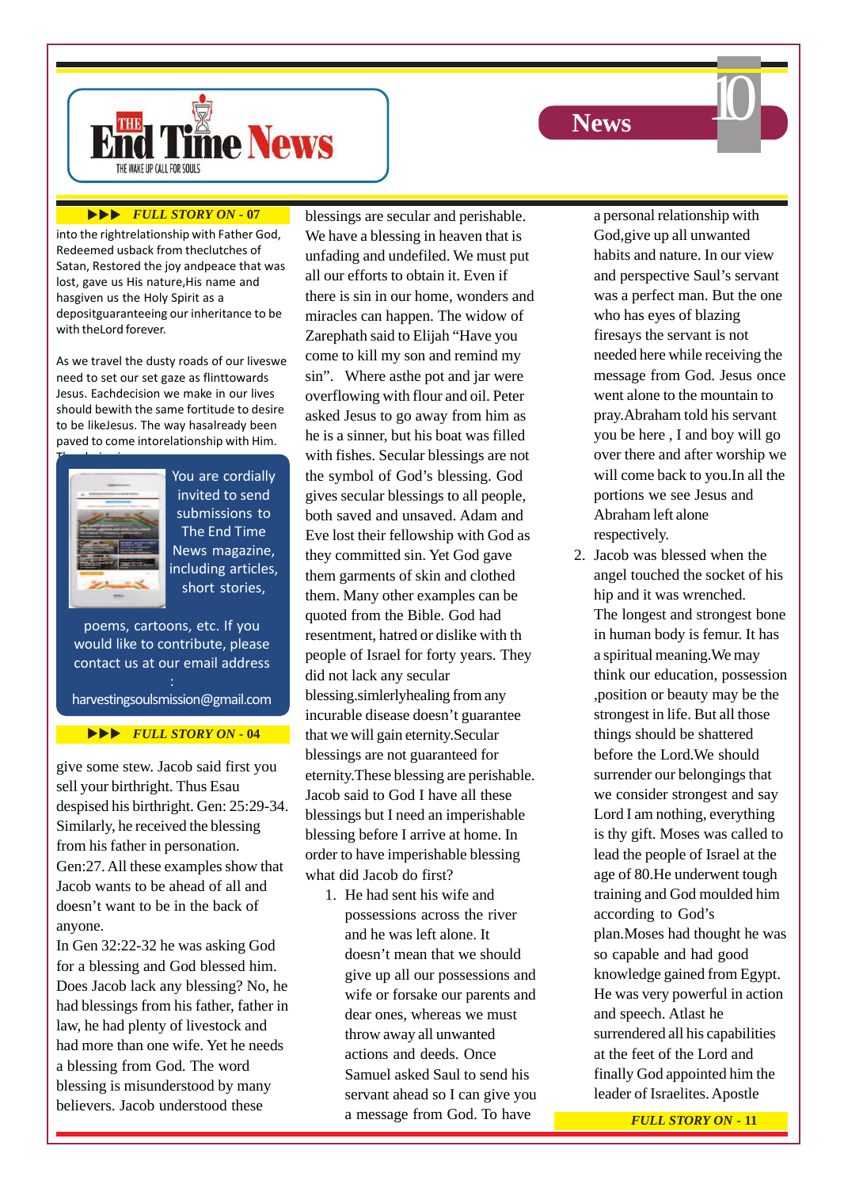**▶▶▶ FULL STORY ON - 07**

into the rightrelationship with Father God, Redeemed usback from theclutches of Satan, Restored the joy andpeace that was lost, gave us His nature,His name and hasgiven us the Holy Spirit as a depositguaranteeing our inheritance to be with theLord forever.

As we travel the dusty roads of our liveswe need to set our set gaze as flinttowards Jesus. Eachdecision we make in our lives should bewith the same fortitude to desire to be likeJesus. The way hasalready been paved to come intorelationship with Him.

You are cordially invited to send submissions to The End Time News magazine, including articles, short stories, poems, cartoons, etc. If you would like to contribute, please contact us at our email address : harvestingsoulsmission@gmail.com

**▶▶▶ FULL STORY ON - 04**

give some stew. Jacob said first you sell your birthright. Thus Esau despised his birthright. Gen: 25:29-34. Similarly, he received the blessing from his father in personation. Gen:27. All these examples show that Jacob wants to be ahead of all and doesn't want to be in the back of anyone.

In Gen 32:22-32 he was asking God for a blessing and God blessed him. Does Jacob lack any blessing? No, he had blessings from his father, father in law, he had plenty of livestock and had more than one wife. Yet he needs a blessing from God. The word blessing is misunderstood by many believers. Jacob understood these blessings are secular and perishable. We have a blessing in heaven that is unfading and undefiled. We must put all our efforts to obtain it. Even if there is sin in our home, wonders and miracles can happen. The widow of Zarephath said to Elijah "Have you come to kill my son and remind my sin". Where asthe pot and jar were overflowing with flour and oil. Peter asked Jesus to go away from him as he is a sinner, but his boat was filled with fishes. Secular blessings are not the symbol of God's blessing. God gives secular blessings to all people, both saved and unsaved. Adam and Eve lost their fellowship with God as they committed sin. Yet God gave them garments of skin and clothed them. Many other examples can be quoted from the Bible. God had resentment, hatred or dislike with th people of Israel for forty years. They did not lack any secular blessing.simlerlyhealing from any incurable disease doesn't guarantee that we will gain eternity.Secular blessings are not guaranteed for eternity.These blessing are perishable. Jacob said to God I have all these blessings but I need an imperishable blessing before I arrive at home. In order to have imperishable blessing what did Jacob do first?

1. He had sent his wife and possessions across the river and he was left alone. It doesn't mean that we should give up all our possessions and wife or forsake our parents and dear ones, whereas we must throw away all unwanted actions and deeds. Once Samuel asked Saul to send his servant ahead so I can give you a message from God. To have a personal relationship with God,give up all unwanted habits and nature. In our view and perspective Saul's servant was a perfect man. But the one who has eyes of blazing firesays the servant is not needed here while receiving the message from God. Jesus once went alone to the mountain to pray.Abraham told his servant you be here , I and boy will go over there and after worship we will come back to you.In all the portions we see Jesus and Abraham left alone respectively.
2. Jacob was blessed when the angel touched the socket of his hip and it was wrenched. The longest and strongest bone in human body is femur. It has a spiritual meaning.We may think our education, possession ,position or beauty may be the strongest in life. But all those things should be shattered before the Lord.We should surrender our belongings that we consider strongest and say Lord I am nothing, everything is thy gift. Moses was called to lead the people of Israel at the age of 80.He underwent tough training and God moulded him according to God's plan.Moses had thought he was so capable and had good knowledge gained from Egypt. He was very powerful in action and speech. Atlast he surrendered all his capabilities at the feet of the Lord and finally God appointed him the leader of Israelites. Apostle

**FULL STORY ON - 11**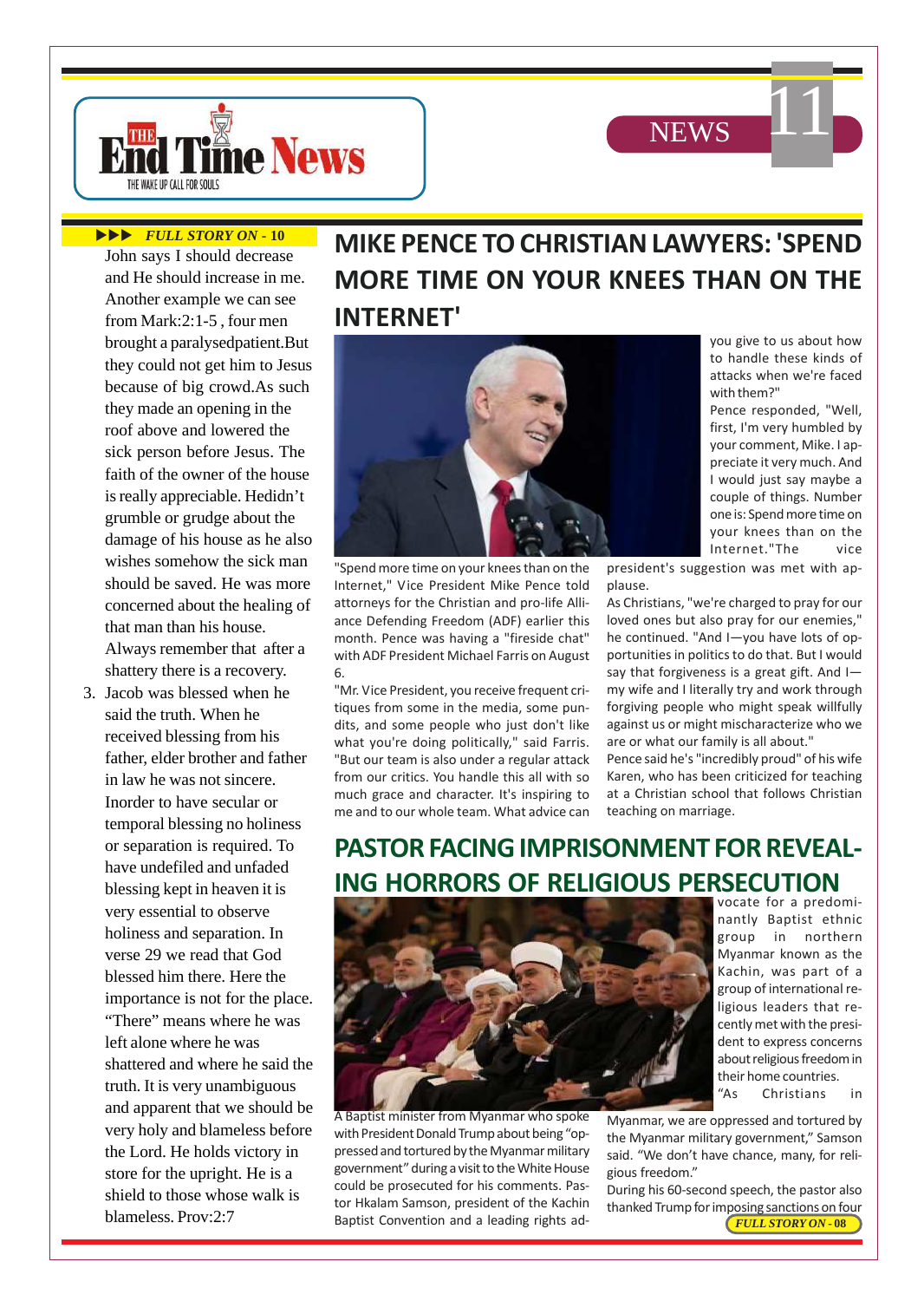▶▶▶ *FULL STORY ON - 10*

John says I should decrease and He should increase in me. Another example we can see from Mark:2:1-5 , four men brought a paralysedpatient.But they could not get him to Jesus because of big crowd.As such they made an opening in the roof above and lowered the sick person before Jesus. The faith of the owner of the house is really appreciable. Hedidn't grumble or grudge about the damage of his house as he also wishes somehow the sick man should be saved. He was more concerned about the healing of that man than his house. Always remember that after a shattery there is a recovery.

3. Jacob was blessed when he said the truth. When he received blessing from his father, elder brother and father in law he was not sincere. Inorder to have secular or temporal blessing no holiness or separation is required. To have undefiled and unfaded blessing kept in heaven it is very essential to observe holiness and separation. In verse 29 we read that God blessed him there. Here the importance is not for the place. "There" means where he was left alone where he was shattered and where he said the truth. It is very unambiguous and apparent that we should be very holy and blameless before the Lord. He holds victory in store for the upright. He is a shield to those whose walk is blameless. Prov:2:7

# MIKE PENCE TO CHRISTIAN LAWYERS: 'SPEND MORE TIME ON YOUR KNEES THAN ON THE INTERNET'

"Spend more time on your knees than on the Internet," Vice President Mike Pence told attorneys for the Christian and pro-life Alliance Defending Freedom (ADF) earlier this month. Pence was having a "fireside chat" with ADF President Michael Farris on August 6.

"Mr. Vice President, you receive frequent critiques from some in the media, some pundits, and some people who just don't like what you're doing politically," said Farris. "But our team is also under a regular attack from our critics. You handle this all with so much grace and character. It's inspiring to me and to our whole team. What advice can you give to us about how to handle these kinds of attacks when we're faced with them?"

Pence responded, "Well, first, I'm very humbled by your comment, Mike. I appreciate it very much. And I would just say maybe a couple of things. Number one is: Spend more time on your knees than on the Internet."The vice president's suggestion was met with applause.

As Christians, "we're charged to pray for our loved ones but also pray for our enemies," he continued. "And I—you have lots of opportunities in politics to do that. But I would say that forgiveness is a great gift. And I—my wife and I literally try and work through forgiving people who might speak willfully against us or might mischaracterize who we are or what our family is all about."

Pence said he's "incredibly proud" of his wife Karen, who has been criticized for teaching at a Christian school that follows Christian teaching on marriage.

# PASTOR FACING IMPRISONMENT FOR REVEALING HORRORS OF RELIGIOUS PERSECUTION

A Baptist minister from Myanmar who spoke with President Donald Trump about being "oppressed and tortured by the Myanmar military government" during a visit to the White House could be prosecuted for his comments. Pastor Hkalam Samson, president of the Kachin Baptist Convention and a leading rights advocate for a predominantly Baptist ethnic group in northern Myanmar known as the Kachin, was part of a group of international religious leaders that recently met with the president to express concerns about religious freedom in their home countries.

"As Christians in Myanmar, we are oppressed and tortured by the Myanmar military government," Samson said. "We don't have chance, many, for religious freedom."

During his 60-second speech, the pastor also thanked Trump for imposing sanctions on four

*FULL STORY ON - 08*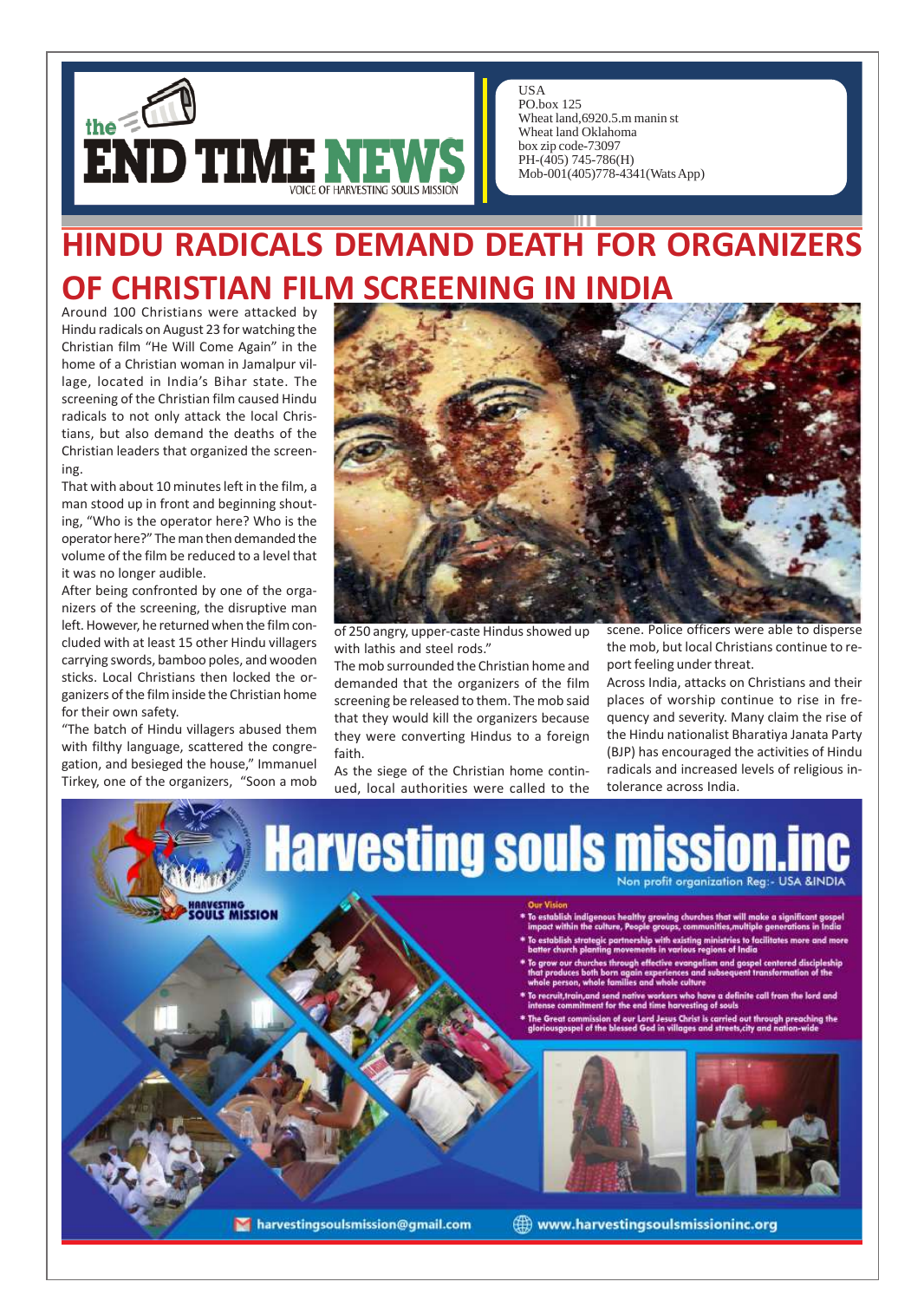# the END TIME NEWS

VOICE OF HARVESTING SOULS MISSION

USA
PO.box 125
Wheat land,6920.5.m manin st
Wheat land Oklahoma
box zip code-73097
PH-(405) 745-786(H)
Mob-001(405)778-4341(Wats App)

# HINDU RADICALS DEMAND DEATH FOR ORGANIZERS OF CHRISTIAN FILM SCREENING IN INDIA

Around 100 Christians were attacked by Hindu radicals on August 23 for watching the Christian film "He Will Come Again" in the home of a Christian woman in Jamalpur village, located in India's Bihar state. The screening of the Christian film caused Hindu radicals to not only attack the local Christians, but also demand the deaths of the Christian leaders that organized the screening.

That with about 10 minutes left in the film, a man stood up in front and beginning shouting, "Who is the operator here? Who is the operator here?" The man then demanded the volume of the film be reduced to a level that it was no longer audible.

After being confronted by one of the organizers of the screening, the disruptive man left. However, he returned when the film concluded with at least 15 other Hindu villagers carrying swords, bamboo poles, and wooden sticks. Local Christians then locked the organizers of the film inside the Christian home for their own safety.

"The batch of Hindu villagers abused them with filthy language, scattered the congregation, and besieged the house," Immanuel Tirkey, one of the organizers, "Soon a mob of 250 angry, upper-caste Hindus showed up with lathis and steel rods."

The mob surrounded the Christian home and demanded that the organizers of the film screening be released to them. The mob said that they would kill the organizers because they were converting Hindus to a foreign faith.

As the siege of the Christian home continued, local authorities were called to the scene. Police officers were able to disperse the mob, but local Christians continue to report feeling under threat.

Across India, attacks on Christians and their places of worship continue to rise in frequency and severity. Many claim the rise of the Hindu nationalist Bharatiya Janata Party (BJP) has encouraged the activities of Hindu radicals and increased levels of religious intolerance across India.

# Harvesting souls mission.inc

Non profit organization Reg:- USA &INDIA

HARVESTING SOULS MISSION

**Our Vision**

- To establish indigenous healthy growing churches that will make a significant gospel impact within the culture, People groups, communities,multiple generations in India
- To establish strategic partnership with existing ministries to facilitates more and more batter church planting movements in various regions of India
- To grow our churches through effective evangelism and gospel centered discipleship that produces both born again experiences and subsequent transformation of the whole person, whole families and whole culture
- To recruit,train,and send native workers who have a definite call from the lord and intense commitment for the end time harvesting of souls
- The Great commission of our Lord Jesus Christ is carried out through preaching the gloriousgospel of the blessed God in villages and streets,city and nation-wide

harvestingsoulsmission@gmail.com www.harvestingsoulsmissioninc.org